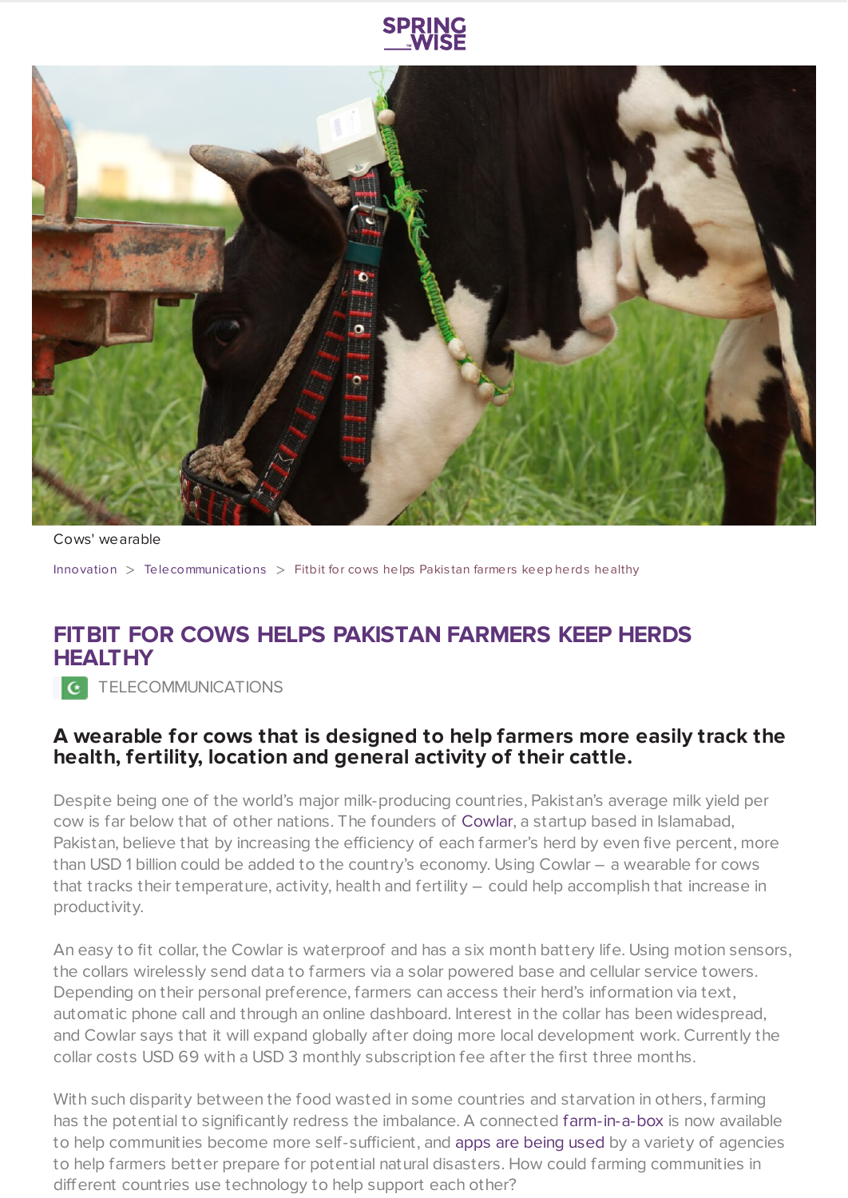Cows' wearable

Innovation > Telecommunications > Fitbit for cows helps Pakistan farmers keep herds healthy

# FITBIT FOR COWS HELPS PAKISTAN FARMERS KEEP HERDS HEALTHY

TELECOMMUNICATIONS

**A wearable for cows that is designed to help farmers more easily track the health, fertility, location and general activity of their cattle.**

Despite being one of the world's major milk-producing countries, Pakistan's average milk yield per cow is far below that of other nations. The founders of Cowlar, a startup based in Islamabad, Pakistan, believe that by increasing the efficiency of each farmer's herd by even five percent, more than USD 1 billion could be added to the country's economy. Using Cowlar – a wearable for cows that tracks their temperature, activity, health and fertility – could help accomplish that increase in productivity.

An easy to fit collar, the Cowlar is waterproof and has a six month battery life. Using motion sensors, the collars wirelessly send data to farmers via a solar powered base and cellular service towers. Depending on their personal preference, farmers can access their herd's information via text, automatic phone call and through an online dashboard. Interest in the collar has been widespread, and Cowlar says that it will expand globally after doing more local development work. Currently the collar costs USD 69 with a USD 3 monthly subscription fee after the first three months.

With such disparity between the food wasted in some countries and starvation in others, farming has the potential to significantly redress the imbalance. A connected farm-in-a-box is now available to help communities become more self-sufficient, and apps are being used by a variety of agencies to help farmers better prepare for potential natural disasters. How could farming communities in different countries use technology to help support each other?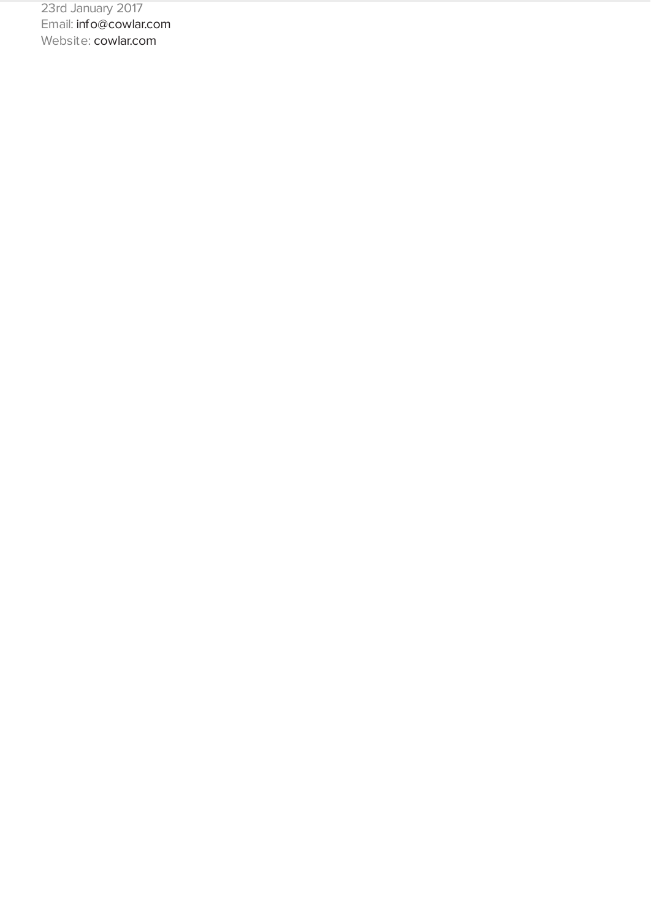23rd January 2017
Email: info@cowlar.com
Website: cowlar.com